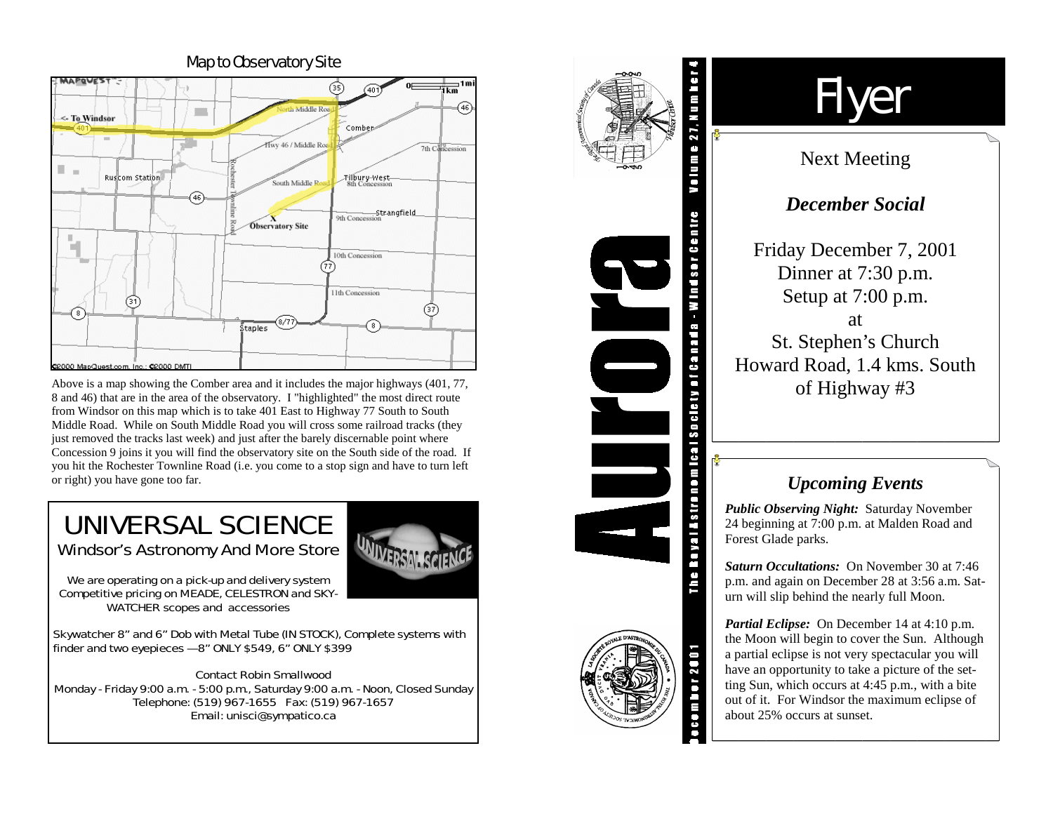## Map to Observatory Site

Above is a map showing the Comber area and it includes the major highways (401, 77, 8 and 46) that are in the area of the observatory. I "highlighted" the most direct route from Windsor on this map which is to take 401 East to Highway 77 South to South Middle Road. While on South Middle Road you will cross some railroad tracks (they just removed the tracks last week) and just after the barely discernable point where Concession 9 joins it you will find the observatory site on the South side of the road. If you hit the Rochester Townline Road (i.e. you come to a stop sign and have to turn left or right) you have gone too far.

# UNIVERSAL SCIENCE

Windsor's Astronomy And More Store

We are operating on a pick-up and delivery system
Competitive pricing on MEADE, CELESTRON and SKY-WATCHER scopes and accessories

Skywatcher 8" and 6" Dob with Metal Tube (IN STOCK), Complete systems with finder and two eyepieces —8" ONLY $549, 6" ONLY $399

Contact Robin Smallwood
Monday - Friday 9:00 a.m. - 5:00 p.m., Saturday 9:00 a.m. - Noon, Closed Sunday
Telephone: (519) 967-1655 Fax: (519) 967-1657
Email: unisci@sympatico.ca

# Aurora

The Royal Astronomical Society of Canada - Windsor Centre Volume 27, Number 4

December 2001

# Flyer

## Next Meeting

### *December Social*

Friday December 7, 2001
Dinner at 7:30 p.m.
Setup at 7:00 p.m.
at
St. Stephen's Church
Howard Road, 1.4 kms. South of Highway #3

## *Upcoming Events*

***Public Observing Night:*** Saturday November 24 beginning at 7:00 p.m. at Malden Road and Forest Glade parks.

***Saturn Occultations:*** On November 30 at 7:46 p.m. and again on December 28 at 3:56 a.m. Saturn will slip behind the nearly full Moon.

***Partial Eclipse:*** On December 14 at 4:10 p.m. the Moon will begin to cover the Sun. Although a partial eclipse is not very spectacular you will have an opportunity to take a picture of the setting Sun, which occurs at 4:45 p.m., with a bite out of it. For Windsor the maximum eclipse of about 25% occurs at sunset.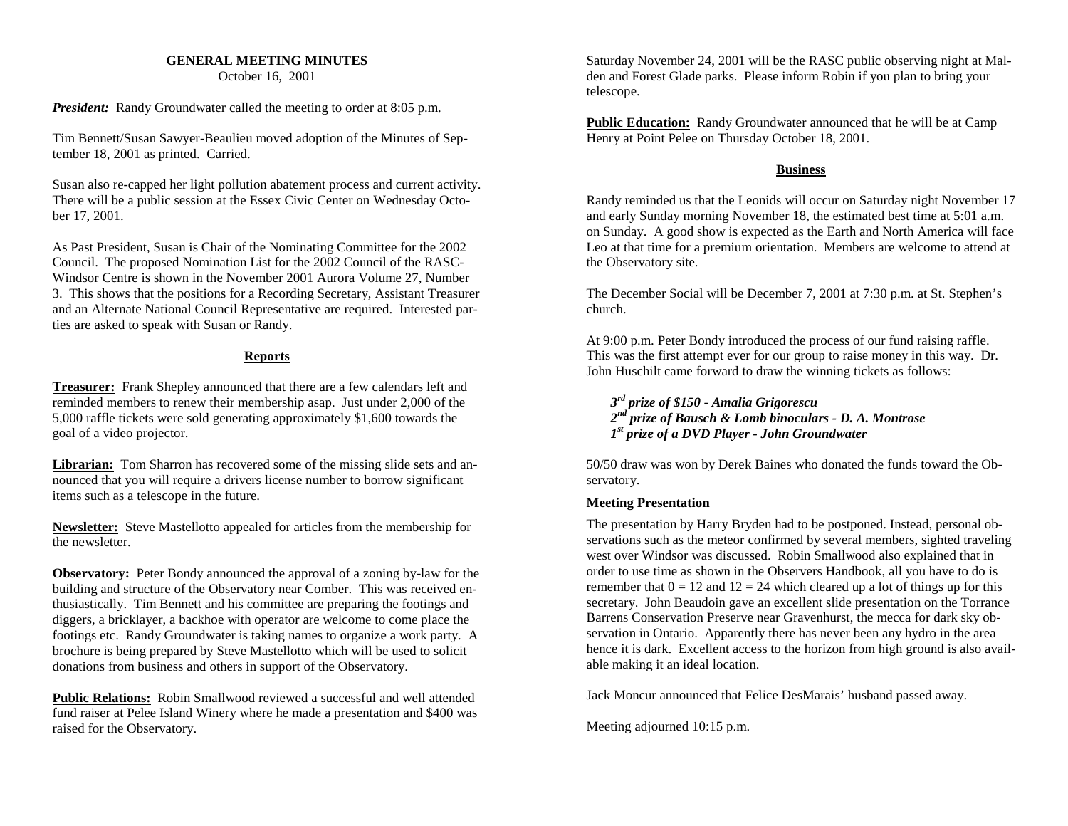**GENERAL MEETING MINUTES**
October 16, 2001

***President:*** Randy Groundwater called the meeting to order at 8:05 p.m.

Tim Bennett/Susan Sawyer-Beaulieu moved adoption of the Minutes of September 18, 2001 as printed. Carried.

Susan also re-capped her light pollution abatement process and current activity. There will be a public session at the Essex Civic Center on Wednesday October 17, 2001.

As Past President, Susan is Chair of the Nominating Committee for the 2002 Council. The proposed Nomination List for the 2002 Council of the RASC-Windsor Centre is shown in the November 2001 Aurora Volume 27, Number 3. This shows that the positions for a Recording Secretary, Assistant Treasurer and an Alternate National Council Representative are required. Interested parties are asked to speak with Susan or Randy.

## Reports

**Treasurer:** Frank Shepley announced that there are a few calendars left and reminded members to renew their membership asap. Just under 2,000 of the 5,000 raffle tickets were sold generating approximately $1,600 towards the goal of a video projector.

**Librarian:** Tom Sharron has recovered some of the missing slide sets and announced that you will require a drivers license number to borrow significant items such as a telescope in the future.

**Newsletter:** Steve Mastellotto appealed for articles from the membership for the newsletter.

**Observatory:** Peter Bondy announced the approval of a zoning by-law for the building and structure of the Observatory near Comber. This was received enthusiastically. Tim Bennett and his committee are preparing the footings and diggers, a bricklayer, a backhoe with operator are welcome to come place the footings etc. Randy Groundwater is taking names to organize a work party. A brochure is being prepared by Steve Mastellotto which will be used to solicit donations from business and others in support of the Observatory.

**Public Relations:** Robin Smallwood reviewed a successful and well attended fund raiser at Pelee Island Winery where he made a presentation and $400 was raised for the Observatory.

Saturday November 24, 2001 will be the RASC public observing night at Malden and Forest Glade parks. Please inform Robin if you plan to bring your telescope.

**Public Education:** Randy Groundwater announced that he will be at Camp Henry at Point Pelee on Thursday October 18, 2001.

## Business

Randy reminded us that the Leonids will occur on Saturday night November 17 and early Sunday morning November 18, the estimated best time at 5:01 a.m. on Sunday. A good show is expected as the Earth and North America will face Leo at that time for a premium orientation. Members are welcome to attend at the Observatory site.

The December Social will be December 7, 2001 at 7:30 p.m. at St. Stephen's church.

At 9:00 p.m. Peter Bondy introduced the process of our fund raising raffle. This was the first attempt ever for our group to raise money in this way. Dr. John Huschilt came forward to draw the winning tickets as follows:

***3rd prize of $150 - Amalia Grigorescu***
***2nd prize of Bausch & Lomb binoculars - D. A. Montrose***
***1st prize of a DVD Player - John Groundwater***

50/50 draw was won by Derek Baines who donated the funds toward the Observatory.

### Meeting Presentation

The presentation by Harry Bryden had to be postponed. Instead, personal observations such as the meteor confirmed by several members, sighted traveling west over Windsor was discussed. Robin Smallwood also explained that in order to use time as shown in the Observers Handbook, all you have to do is remember that 0 = 12 and 12 = 24 which cleared up a lot of things up for this secretary. John Beaudoin gave an excellent slide presentation on the Torrance Barrens Conservation Preserve near Gravenhurst, the mecca for dark sky observation in Ontario. Apparently there has never been any hydro in the area hence it is dark. Excellent access to the horizon from high ground is also available making it an ideal location.

Jack Moncur announced that Felice DesMarais' husband passed away.

Meeting adjourned 10:15 p.m.